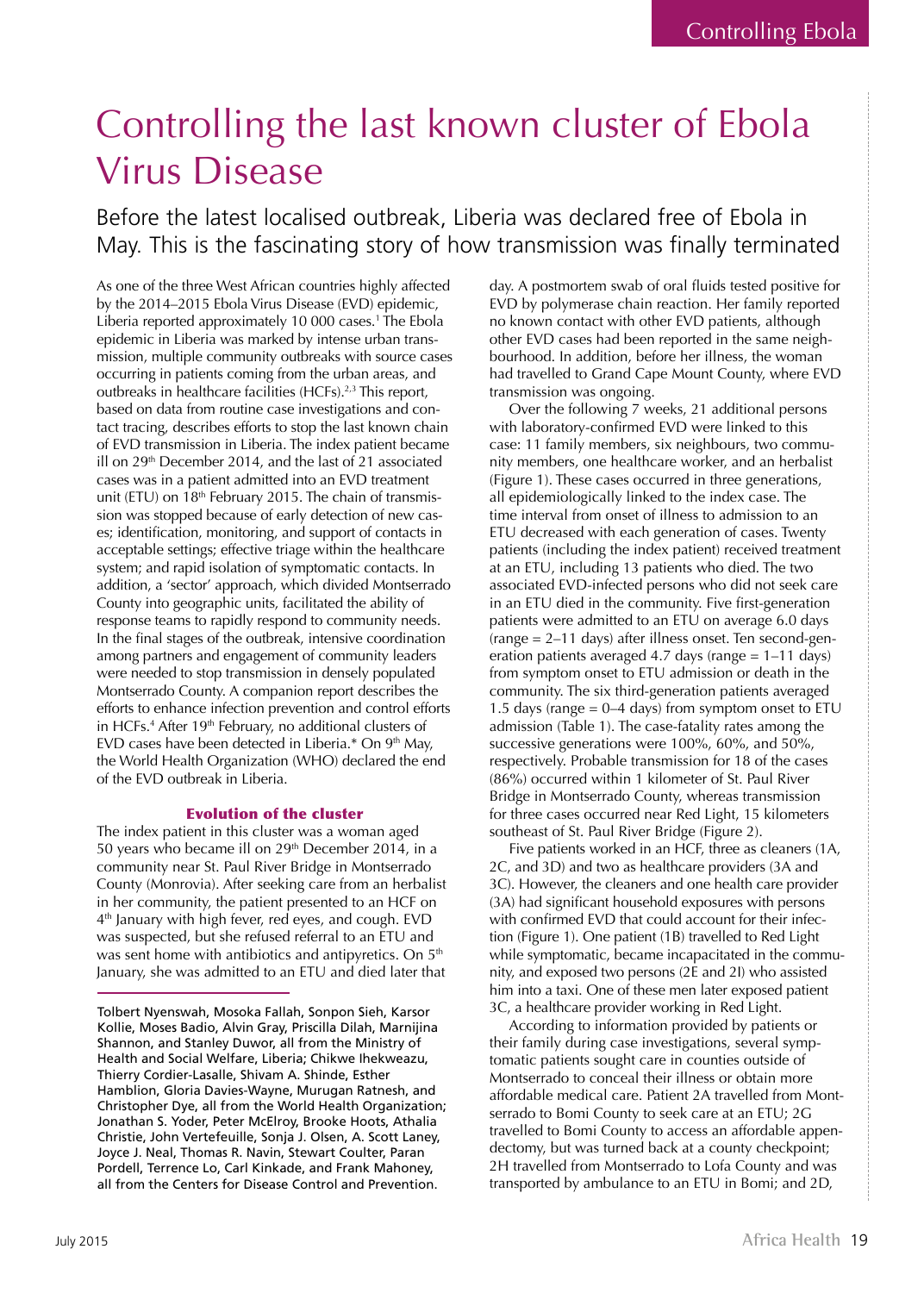# Controlling the last known cluster of Ebola Virus Disease

Before the latest localised outbreak, Liberia was declared free of Ebola in May. This is the fascinating story of how transmission was finally terminated

As one of the three West African countries highly affected by the 2014–2015 Ebola Virus Disease (EVD) epidemic, Liberia reported approximately 10 000 cases.[1] The Ebola epidemic in Liberia was marked by intense urban transmission, multiple community outbreaks with source cases occurring in patients coming from the urban areas, and outbreaks in healthcare facilities (HCFs).[2,3] This report, based on data from routine case investigations and contact tracing, describes efforts to stop the last known chain of EVD transmission in Liberia. The index patient became ill on 29th December 2014, and the last of 21 associated cases was in a patient admitted into an EVD treatment unit (ETU) on 18th February 2015. The chain of transmission was stopped because of early detection of new cases; identification, monitoring, and support of contacts in acceptable settings; effective triage within the healthcare system; and rapid isolation of symptomatic contacts. In addition, a 'sector' approach, which divided Montserrado County into geographic units, facilitated the ability of response teams to rapidly respond to community needs. In the final stages of the outbreak, intensive coordination among partners and engagement of community leaders were needed to stop transmission in densely populated Montserrado County. A companion report describes the efforts to enhance infection prevention and control efforts in HCFs.[4] After 19th February, no additional clusters of EVD cases have been detected in Liberia.* On 9th May, the World Health Organization (WHO) declared the end of the EVD outbreak in Liberia.

## Evolution of the cluster

The index patient in this cluster was a woman aged 50 years who became ill on 29th December 2014, in a community near St. Paul River Bridge in Montserrado County (Monrovia). After seeking care from an herbalist in her community, the patient presented to an HCF on 4th January with high fever, red eyes, and cough. EVD was suspected, but she refused referral to an ETU and was sent home with antibiotics and antipyretics. On 5th January, she was admitted to an ETU and died later that day. A postmortem swab of oral fluids tested positive for EVD by polymerase chain reaction. Her family reported no known contact with other EVD patients, although other EVD cases had been reported in the same neighbourhood. In addition, before her illness, the woman had travelled to Grand Cape Mount County, where EVD transmission was ongoing.

Over the following 7 weeks, 21 additional persons with laboratory-confirmed EVD were linked to this case: 11 family members, six neighbours, two community members, one healthcare worker, and an herbalist (Figure 1). These cases occurred in three generations, all epidemiologically linked to the index case. The time interval from onset of illness to admission to an ETU decreased with each generation of cases. Twenty patients (including the index patient) received treatment at an ETU, including 13 patients who died. The two associated EVD-infected persons who did not seek care in an ETU died in the community. Five first-generation patients were admitted to an ETU on average 6.0 days (range = 2–11 days) after illness onset. Ten second-generation patients averaged 4.7 days (range = 1–11 days) from symptom onset to ETU admission or death in the community. The six third-generation patients averaged 1.5 days (range = 0–4 days) from symptom onset to ETU admission (Table 1). The case-fatality rates among the successive generations were 100%, 60%, and 50%, respectively. Probable transmission for 18 of the cases (86%) occurred within 1 kilometer of St. Paul River Bridge in Montserrado County, whereas transmission for three cases occurred near Red Light, 15 kilometers southeast of St. Paul River Bridge (Figure 2).

Five patients worked in an HCF, three as cleaners (1A, 2C, and 3D) and two as healthcare providers (3A and 3C). However, the cleaners and one health care provider (3A) had significant household exposures with persons with confirmed EVD that could account for their infection (Figure 1). One patient (1B) travelled to Red Light while symptomatic, became incapacitated in the community, and exposed two persons (2E and 2I) who assisted him into a taxi. One of these men later exposed patient 3C, a healthcare provider working in Red Light.

According to information provided by patients or their family during case investigations, several symptomatic patients sought care in counties outside of Montserrado to conceal their illness or obtain more affordable medical care. Patient 2A travelled from Montserrado to Bomi County to seek care at an ETU; 2G travelled to Bomi County to access an affordable appendectomy, but was turned back at a county checkpoint; 2H travelled from Montserrado to Lofa County and was transported by ambulance to an ETU in Bomi; and 2D,

---

Tolbert Nyenswah, Mosoka Fallah, Sonpon Sieh, Karsor Kollie, Moses Badio, Alvin Gray, Priscilla Dilah, Marnijina Shannon, and Stanley Duwor, all from the Ministry of Health and Social Welfare, Liberia; Chikwe Ihekweazu, Thierry Cordier-Lasalle, Shivam A. Shinde, Esther Hamblion, Gloria Davies-Wayne, Murugan Ratnesh, and Christopher Dye, all from the World Health Organization; Jonathan S. Yoder, Peter McElroy, Brooke Hoots, Athalia Christie, John Vertefeuille, Sonja J. Olsen, A. Scott Laney, Joyce J. Neal, Thomas R. Navin, Stewart Coulter, Paran Pordell, Terrence Lo, Carl Kinkade, and Frank Mahoney, all from the Centers for Disease Control and Prevention.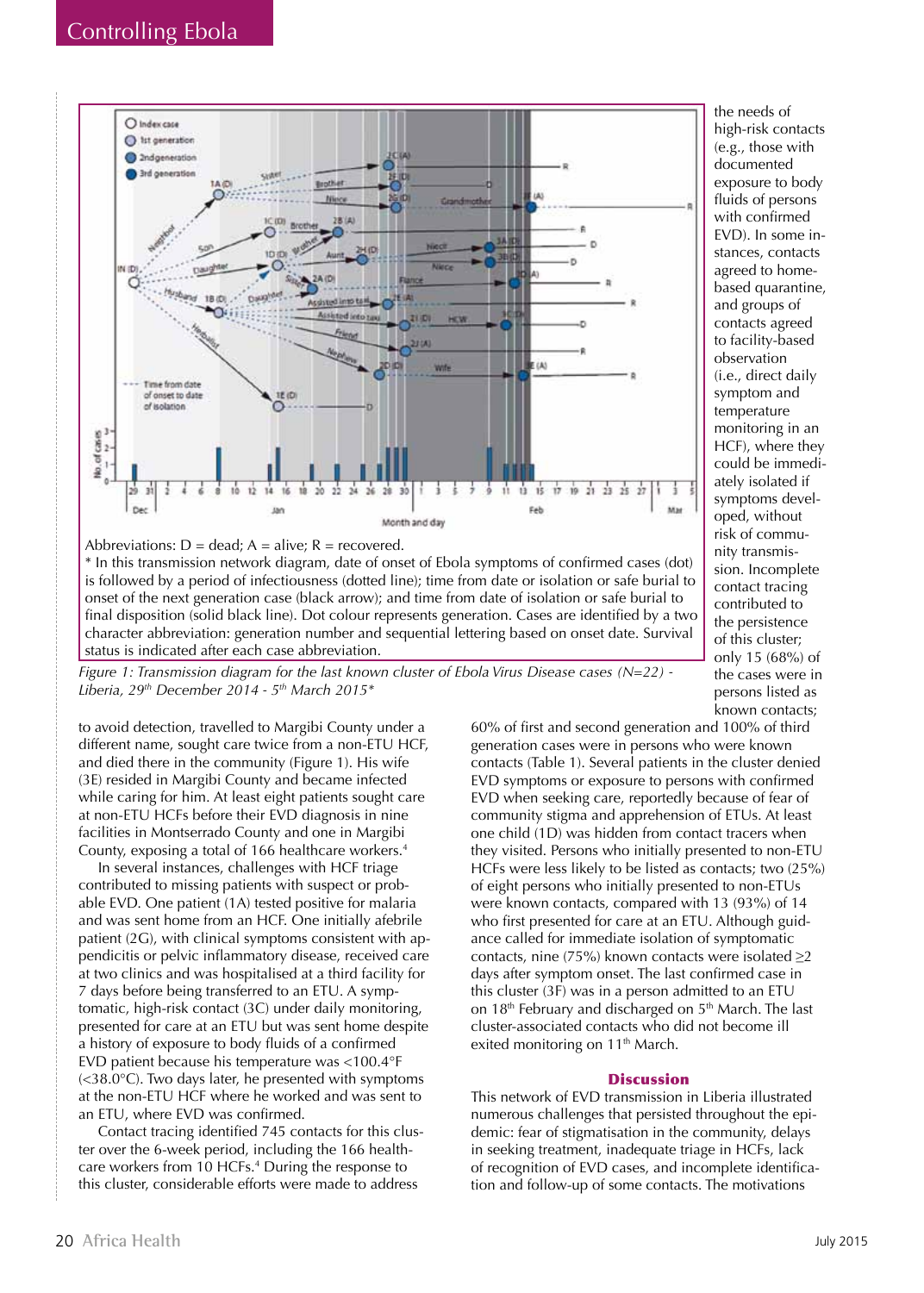Abbreviations: D = dead; A = alive; R = recovered.

\* In this transmission network diagram, date of onset of Ebola symptoms of confirmed cases (dot) is followed by a period of infectiousness (dotted line); time from date or isolation or safe burial to onset of the next generation case (black arrow); and time from date of isolation or safe burial to final disposition (solid black line). Dot colour represents generation. Cases are identified by a two character abbreviation: generation number and sequential lettering based on onset date. Survival status is indicated after each case abbreviation.

*Figure 1: Transmission diagram for the last known cluster of Ebola Virus Disease cases (N=22) - Liberia, 29th December 2014 - 5th March 2015\**

to avoid detection, travelled to Margibi County under a different name, sought care twice from a non-ETU HCF, and died there in the community (Figure 1). His wife (3E) resided in Margibi County and became infected while caring for him. At least eight patients sought care at non-ETU HCFs before their EVD diagnosis in nine facilities in Montserrado County and one in Margibi County, exposing a total of 166 healthcare workers.[4]

In several instances, challenges with HCF triage contributed to missing patients with suspect or probable EVD. One patient (1A) tested positive for malaria and was sent home from an HCF. One initially afebrile patient (2G), with clinical symptoms consistent with appendicitis or pelvic inflammatory disease, received care at two clinics and was hospitalised at a third facility for 7 days before being transferred to an ETU. A symptomatic, high-risk contact (3C) under daily monitoring, presented for care at an ETU but was sent home despite a history of exposure to body fluids of a confirmed EVD patient because his temperature was <100.4°F (<38.0°C). Two days later, he presented with symptoms at the non-ETU HCF where he worked and was sent to an ETU, where EVD was confirmed.

Contact tracing identified 745 contacts for this cluster over the 6-week period, including the 166 healthcare workers from 10 HCFs.[4] During the response to this cluster, considerable efforts were made to address the needs of high-risk contacts (e.g., those with documented exposure to body fluids of persons with confirmed EVD). In some instances, contacts agreed to home-based quarantine, and groups of contacts agreed to facility-based observation (i.e., direct daily symptom and temperature monitoring in an HCF), where they could be immediately isolated if symptoms developed, without risk of community transmission. Incomplete contact tracing contributed to the persistence of this cluster; only 15 (68%) of the cases were in persons listed as known contacts; 60% of first and second generation and 100% of third generation cases were in persons who were known contacts (Table 1). Several patients in the cluster denied EVD symptoms or exposure to persons with confirmed EVD when seeking care, reportedly because of fear of community stigma and apprehension of ETUs. At least one child (1D) was hidden from contact tracers when they visited. Persons who initially presented to non-ETU HCFs were less likely to be listed as contacts; two (25%) of eight persons who initially presented to non-ETUs were known contacts, compared with 13 (93%) of 14 who first presented for care at an ETU. Although guidance called for immediate isolation of symptomatic contacts, nine (75%) known contacts were isolated ≥2 days after symptom onset. The last confirmed case in this cluster (3F) was in a person admitted to an ETU on 18th February and discharged on 5th March. The last cluster-associated contacts who did not become ill exited monitoring on 11th March.

## Discussion

This network of EVD transmission in Liberia illustrated numerous challenges that persisted throughout the epidemic: fear of stigmatisation in the community, delays in seeking treatment, inadequate triage in HCFs, lack of recognition of EVD cases, and incomplete identification and follow-up of some contacts. The motivations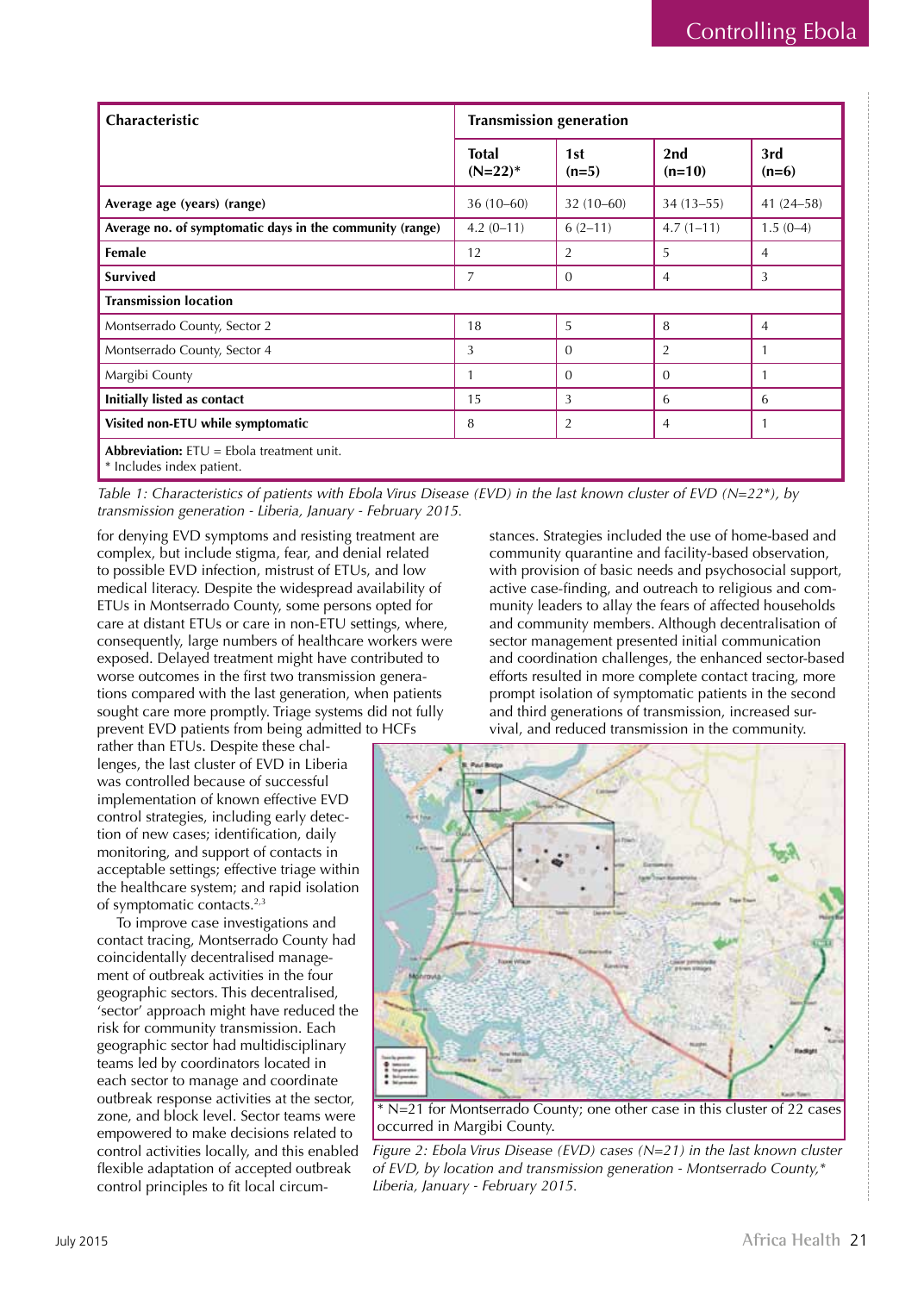| Characteristic | Transmission generation | | | |
|---|---|---|---|---|
| | Total (N=22)* | 1st (n=5) | 2nd (n=10) | 3rd (n=6) |
| **Average age (years) (range)** | 36 (10–60) | 32 (10–60) | 34 (13–55) | 41 (24–58) |
| **Average no. of symptomatic days in the community (range)** | 4.2 (0–11) | 6 (2–11) | 4.7 (1–11) | 1.5 (0–4) |
| **Female** | 12 | 2 | 5 | 4 |
| **Survived** | 7 | 0 | 4 | 3 |
| **Transmission location** | | | | |
| Montserrado County, Sector 2 | 18 | 5 | 8 | 4 |
| Montserrado County, Sector 4 | 3 | 0 | 2 | 1 |
| Margibi County | 1 | 0 | 0 | 1 |
| **Initially listed as contact** | 15 | 3 | 6 | 6 |
| **Visited non-ETU while symptomatic** | 8 | 2 | 4 | 1 |

**Abbreviation:** ETU = Ebola treatment unit.
* Includes index patient.

*Table 1: Characteristics of patients with Ebola Virus Disease (EVD) in the last known cluster of EVD (N=22*), by transmission generation - Liberia, January - February 2015.*

for denying EVD symptoms and resisting treatment are complex, but include stigma, fear, and denial related to possible EVD infection, mistrust of ETUs, and low medical literacy. Despite the widespread availability of ETUs in Montserrado County, some persons opted for care at distant ETUs or care in non-ETU settings, where, consequently, large numbers of healthcare workers were exposed. Delayed treatment might have contributed to worse outcomes in the first two transmission generations compared with the last generation, when patients sought care more promptly. Triage systems did not fully prevent EVD patients from being admitted to HCFs rather than ETUs. Despite these challenges, the last cluster of EVD in Liberia was controlled because of successful implementation of known effective EVD control strategies, including early detection of new cases; identification, daily monitoring, and support of contacts in acceptable settings; effective triage within the healthcare system; and rapid isolation of symptomatic contacts.[2,3]

To improve case investigations and contact tracing, Montserrado County had coincidentally decentralised management of outbreak activities in the four geographic sectors. This decentralised, 'sector' approach might have reduced the risk for community transmission. Each geographic sector had multidisciplinary teams led by coordinators located in each sector to manage and coordinate outbreak response activities at the sector, zone, and block level. Sector teams were empowered to make decisions related to control activities locally, and this enabled flexible adaptation of accepted outbreak control principles to fit local circumstances. Strategies included the use of home-based and community quarantine and facility-based observation, with provision of basic needs and psychosocial support, active case-finding, and outreach to religious and community leaders to allay the fears of affected households and community members. Although decentralisation of sector management presented initial communication and coordination challenges, the enhanced sector-based efforts resulted in more complete contact tracing, more prompt isolation of symptomatic patients in the second and third generations of transmission, increased survival, and reduced transmission in the community.

* N=21 for Montserrado County; one other case in this cluster of 22 cases occurred in Margibi County.

*Figure 2: Ebola Virus Disease (EVD) cases (N=21) in the last known cluster of EVD, by location and transmission generation - Montserrado County,* Liberia, January - February 2015.*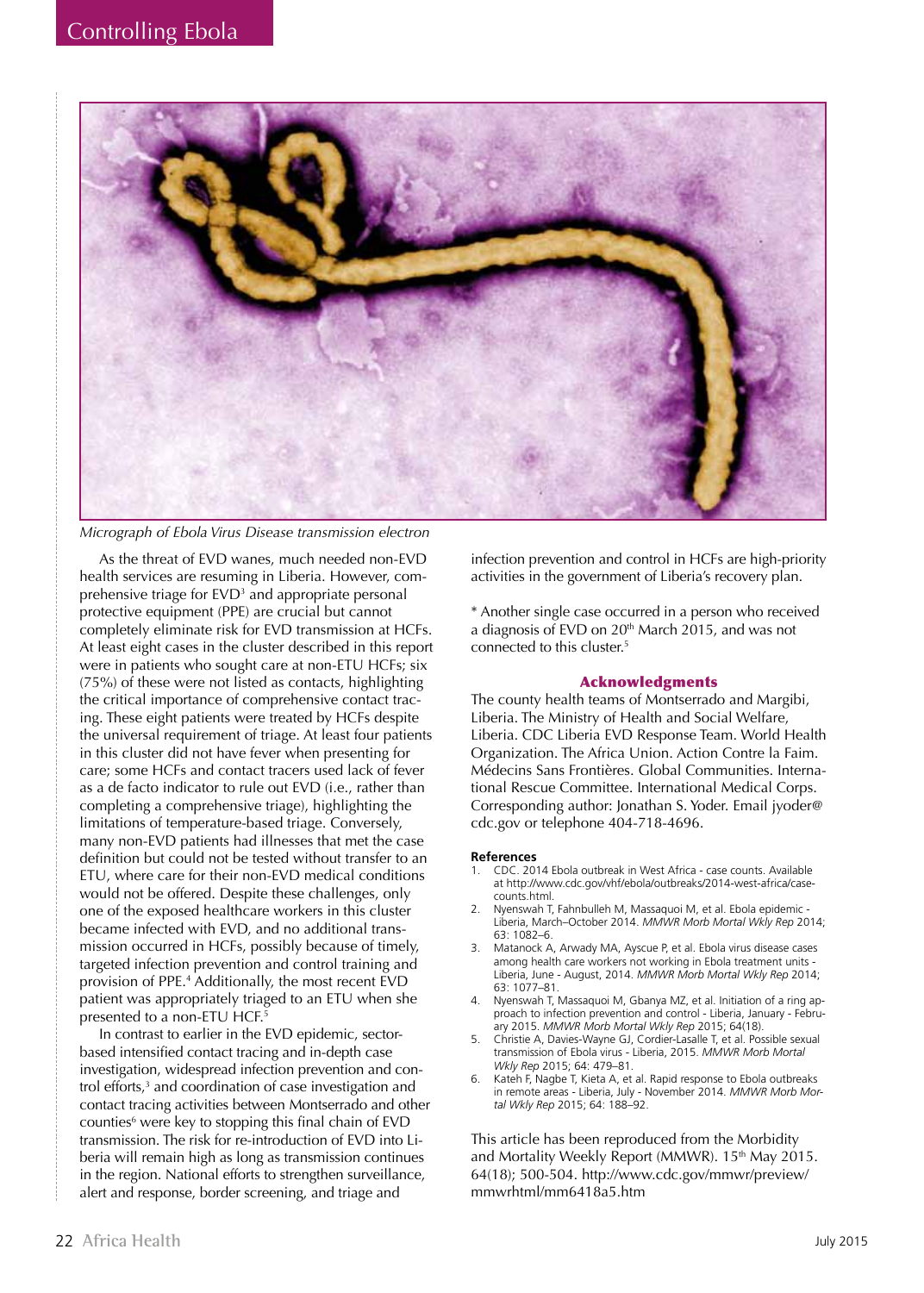Micrograph of Ebola Virus Disease transmission electron

As the threat of EVD wanes, much needed non-EVD health services are resuming in Liberia. However, comprehensive triage for EVD[3] and appropriate personal protective equipment (PPE) are crucial but cannot completely eliminate risk for EVD transmission at HCFs. At least eight cases in the cluster described in this report were in patients who sought care at non-ETU HCFs; six (75%) of these were not listed as contacts, highlighting the critical importance of comprehensive contact tracing. These eight patients were treated by HCFs despite the universal requirement of triage. At least four patients in this cluster did not have fever when presenting for care; some HCFs and contact tracers used lack of fever as a de facto indicator to rule out EVD (i.e., rather than completing a comprehensive triage), highlighting the limitations of temperature-based triage. Conversely, many non-EVD patients had illnesses that met the case definition but could not be tested without transfer to an ETU, where care for their non-EVD medical conditions would not be offered. Despite these challenges, only one of the exposed healthcare workers in this cluster became infected with EVD, and no additional transmission occurred in HCFs, possibly because of timely, targeted infection prevention and control training and provision of PPE.[4] Additionally, the most recent EVD patient was appropriately triaged to an ETU when she presented to a non-ETU HCF.[5]

In contrast to earlier in the EVD epidemic, sector-based intensified contact tracing and in-depth case investigation, widespread infection prevention and control efforts,[3] and coordination of case investigation and contact tracing activities between Montserrado and other counties[6] were key to stopping this final chain of EVD transmission. The risk for re-introduction of EVD into Liberia will remain high as long as transmission continues in the region. National efforts to strengthen surveillance, alert and response, border screening, and triage and infection prevention and control in HCFs are high-priority activities in the government of Liberia's recovery plan.

* Another single case occurred in a person who received a diagnosis of EVD on 20th March 2015, and was not connected to this cluster.[5]

## Acknowledgments

The county health teams of Montserrado and Margibi, Liberia. The Ministry of Health and Social Welfare, Liberia. CDC Liberia EVD Response Team. World Health Organization. The Africa Union. Action Contre la Faim. Médecins Sans Frontières. Global Communities. International Rescue Committee. International Medical Corps. Corresponding author: Jonathan S. Yoder. Email jyoder@cdc.gov or telephone 404-718-4696.

### References

1. CDC. 2014 Ebola outbreak in West Africa - case counts. Available at http://www.cdc.gov/vhf/ebola/outbreaks/2014-west-africa/case-counts.html.
2. Nyenswah T, Fahnbulleh M, Massaquoi M, et al. Ebola epidemic - Liberia, March–October 2014. *MMWR Morb Mortal Wkly Rep* 2014; 63: 1082–6.
3. Matanock A, Arwady MA, Ayscue P, et al. Ebola virus disease cases among health care workers not working in Ebola treatment units - Liberia, June - August, 2014. *MMWR Morb Mortal Wkly Rep* 2014; 63: 1077–81.
4. Nyenswah T, Massaquoi M, Gbanya MZ, et al. Initiation of a ring approach to infection prevention and control - Liberia, January - February 2015. *MMWR Morb Mortal Wkly Rep* 2015; 64(18).
5. Christie A, Davies-Wayne GJ, Cordier-Lasalle T, et al. Possible sexual transmission of Ebola virus - Liberia, 2015. *MMWR Morb Mortal Wkly Rep* 2015; 64: 479–81.
6. Kateh F, Nagbe T, Kieta A, et al. Rapid response to Ebola outbreaks in remote areas - Liberia, July - November 2014. *MMWR Morb Mortal Wkly Rep* 2015; 64: 188–92.

This article has been reproduced from the Morbidity and Mortality Weekly Report (MMWR). 15th May 2015. 64(18); 500-504. http://www.cdc.gov/mmwr/preview/mmwrhtml/mm6418a5.htm